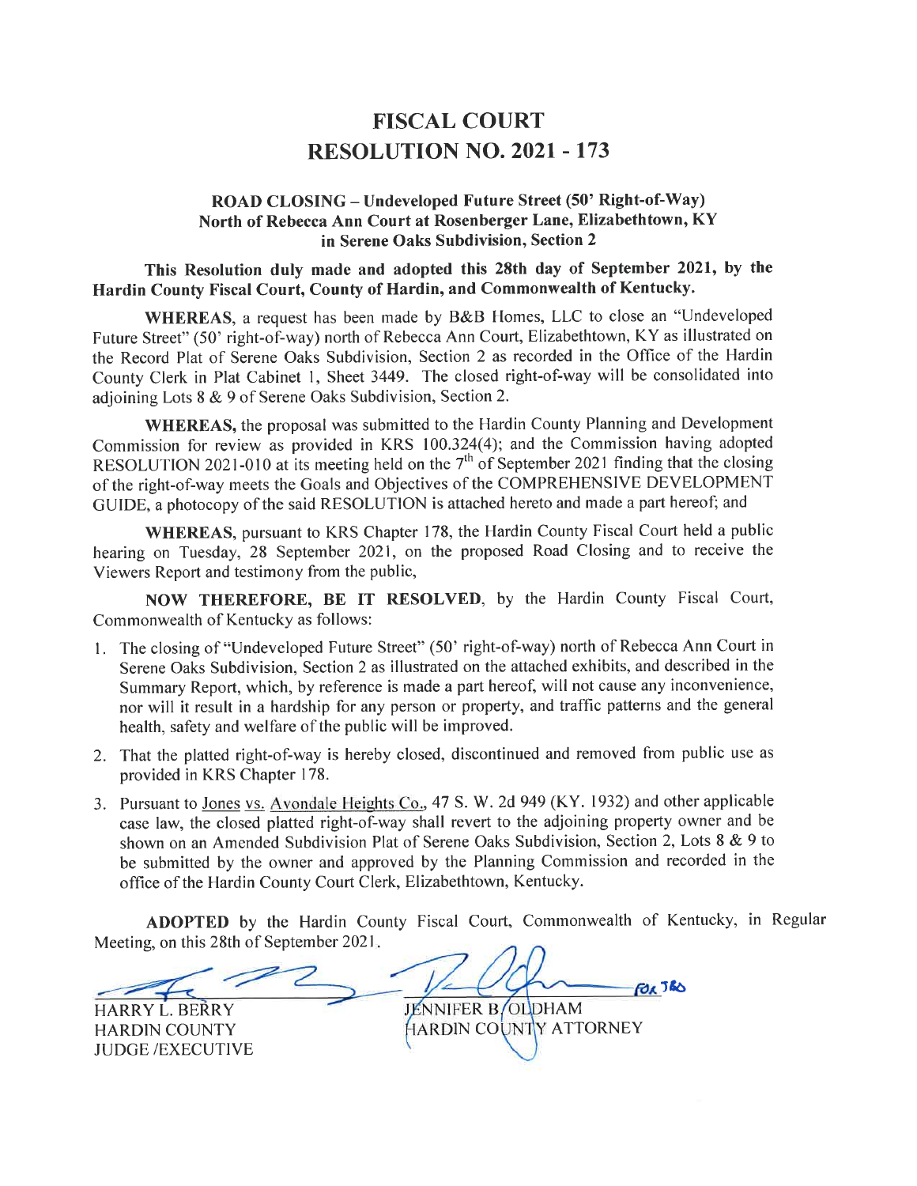# FISCAL COURT
# RESOLUTION NO. 2021 - 173

### ROAD CLOSING – Undeveloped Future Street (50' Right-of-Way) North of Rebecca Ann Court at Rosenberger Lane, Elizabethtown, KY in Serene Oaks Subdivision, Section 2

**This Resolution duly made and adopted this 28th day of September 2021, by the Hardin County Fiscal Court, County of Hardin, and Commonwealth of Kentucky.**

**WHEREAS**, a request has been made by B&B Homes, LLC to close an "Undeveloped Future Street" (50' right-of-way) north of Rebecca Ann Court, Elizabethtown, KY as illustrated on the Record Plat of Serene Oaks Subdivision, Section 2 as recorded in the Office of the Hardin County Clerk in Plat Cabinet 1, Sheet 3449. The closed right-of-way will be consolidated into adjoining Lots 8 & 9 of Serene Oaks Subdivision, Section 2.

**WHEREAS,** the proposal was submitted to the Hardin County Planning and Development Commission for review as provided in KRS 100.324(4); and the Commission having adopted RESOLUTION 2021-010 at its meeting held on the 7th of September 2021 finding that the closing of the right-of-way meets the Goals and Objectives of the COMPREHENSIVE DEVELOPMENT GUIDE, a photocopy of the said RESOLUTION is attached hereto and made a part hereof; and

**WHEREAS,** pursuant to KRS Chapter 178, the Hardin County Fiscal Court held a public hearing on Tuesday, 28 September 2021, on the proposed Road Closing and to receive the Viewers Report and testimony from the public,

**NOW THEREFORE, BE IT RESOLVED**, by the Hardin County Fiscal Court, Commonwealth of Kentucky as follows:

1. The closing of "Undeveloped Future Street" (50' right-of-way) north of Rebecca Ann Court in Serene Oaks Subdivision, Section 2 as illustrated on the attached exhibits, and described in the Summary Report, which, by reference is made a part hereof, will not cause any inconvenience, nor will it result in a hardship for any person or property, and traffic patterns and the general health, safety and welfare of the public will be improved.
2. That the platted right-of-way is hereby closed, discontinued and removed from public use as provided in KRS Chapter 178.
3. Pursuant to Jones vs. Avondale Heights Co., 47 S. W. 2d 949 (KY. 1932) and other applicable case law, the closed platted right-of-way shall revert to the adjoining property owner and be shown on an Amended Subdivision Plat of Serene Oaks Subdivision, Section 2, Lots 8 & 9 to be submitted by the owner and approved by the Planning Commission and recorded in the office of the Hardin County Court Clerk, Elizabethtown, Kentucky.

**ADOPTED** by the Hardin County Fiscal Court, Commonwealth of Kentucky, in Regular Meeting, on this 28th of September 2021.

HARRY L. BERRY
HARDIN COUNTY
JUDGE /EXECUTIVE

FOR JBO
JENNIFER B. OLDHAM
HARDIN COUNTY ATTORNEY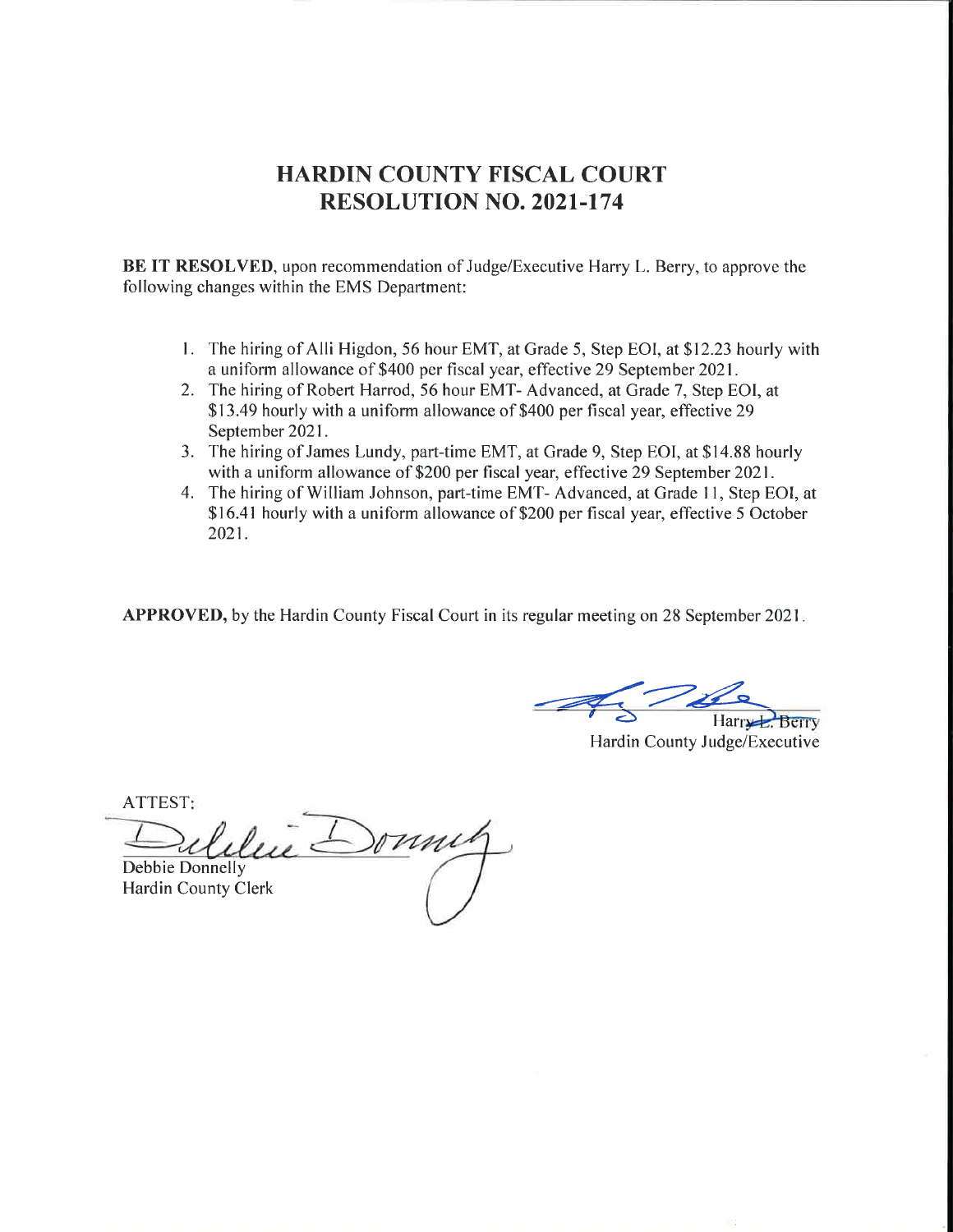# HARDIN COUNTY FISCAL COURT
# RESOLUTION NO. 2021-174

**BE IT RESOLVED**, upon recommendation of Judge/Executive Harry L. Berry, to approve the following changes within the EMS Department:

1. The hiring of Alli Higdon, 56 hour EMT, at Grade 5, Step EOI, at $12.23 hourly with a uniform allowance of $400 per fiscal year, effective 29 September 2021.
2. The hiring of Robert Harrod, 56 hour EMT- Advanced, at Grade 7, Step EOI, at $13.49 hourly with a uniform allowance of $400 per fiscal year, effective 29 September 2021.
3. The hiring of James Lundy, part-time EMT, at Grade 9, Step EOI, at $14.88 hourly with a uniform allowance of $200 per fiscal year, effective 29 September 2021.
4. The hiring of William Johnson, part-time EMT- Advanced, at Grade 11, Step EOI, at $16.41 hourly with a uniform allowance of $200 per fiscal year, effective 5 October 2021.

**APPROVED,** by the Hardin County Fiscal Court in its regular meeting on 28 September 2021.

Harry L. Berry
Hardin County Judge/Executive

ATTEST:

Debbie Donnelly
Hardin County Clerk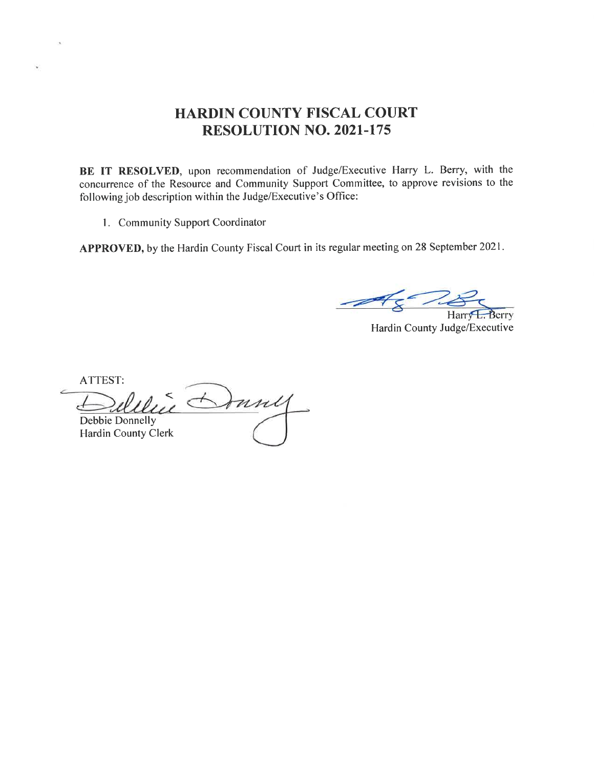# HARDIN COUNTY FISCAL COURT
# RESOLUTION NO. 2021-175

**BE IT RESOLVED**, upon recommendation of Judge/Executive Harry L. Berry, with the concurrence of the Resource and Community Support Committee, to approve revisions to the following job description within the Judge/Executive's Office:

1. Community Support Coordinator

**APPROVED,** by the Hardin County Fiscal Court in its regular meeting on 28 September 2021.

Harry L. Berry
Hardin County Judge/Executive

ATTEST:

Debbie Donnelly
Hardin County Clerk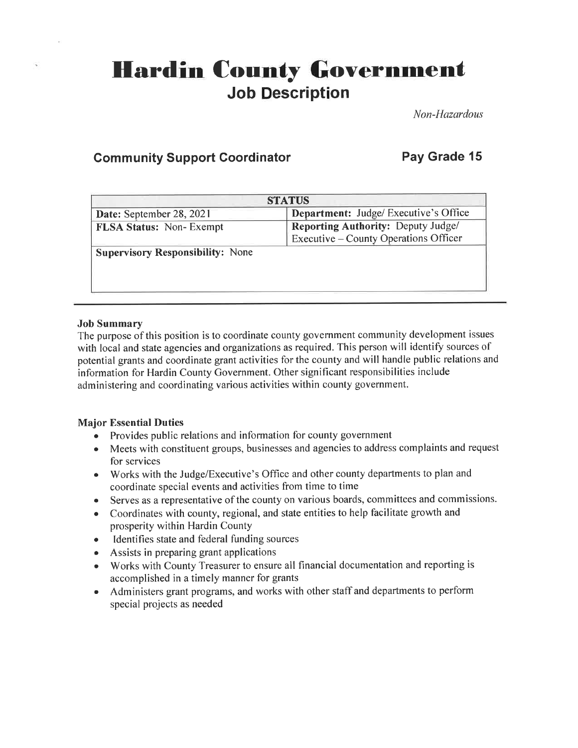# Hardin County Government

## Job Description

*Non-Hazardous*

### Community Support Coordinator

### Pay Grade 15

| STATUS | |
|---|---|
| **Date:** September 28, 2021 | **Department:** Judge/ Executive's Office |
| **FLSA Status:** Non- Exempt | **Reporting Authority:** Deputy Judge/ Executive – County Operations Officer |
| **Supervisory Responsibility:** None | |

**Job Summary**

The purpose of this position is to coordinate county government community development issues with local and state agencies and organizations as required. This person will identify sources of potential grants and coordinate grant activities for the county and will handle public relations and information for Hardin County Government. Other significant responsibilities include administering and coordinating various activities within county government.

**Major Essential Duties**

- Provides public relations and information for county government
- Meets with constituent groups, businesses and agencies to address complaints and request for services
- Works with the Judge/Executive's Office and other county departments to plan and coordinate special events and activities from time to time
- Serves as a representative of the county on various boards, committees and commissions.
- Coordinates with county, regional, and state entities to help facilitate growth and prosperity within Hardin County
- Identifies state and federal funding sources
- Assists in preparing grant applications
- Works with County Treasurer to ensure all financial documentation and reporting is accomplished in a timely manner for grants
- Administers grant programs, and works with other staff and departments to perform special projects as needed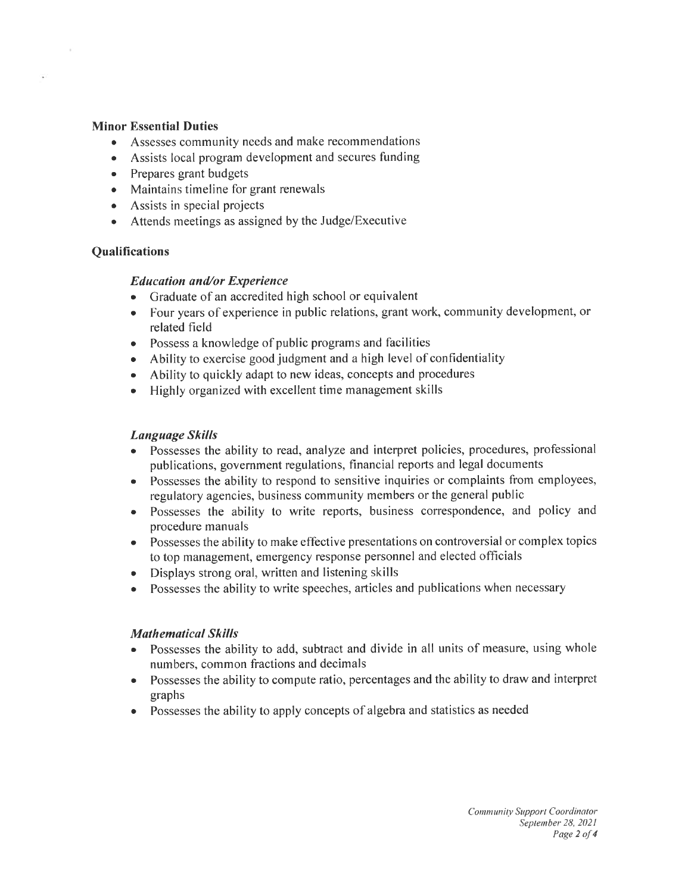**Minor Essential Duties**

- Assesses community needs and make recommendations
- Assists local program development and secures funding
- Prepares grant budgets
- Maintains timeline for grant renewals
- Assists in special projects
- Attends meetings as assigned by the Judge/Executive

**Qualifications**

***Education and/or Experience***

- Graduate of an accredited high school or equivalent
- Four years of experience in public relations, grant work, community development, or related field
- Possess a knowledge of public programs and facilities
- Ability to exercise good judgment and a high level of confidentiality
- Ability to quickly adapt to new ideas, concepts and procedures
- Highly organized with excellent time management skills

***Language Skills***

- Possesses the ability to read, analyze and interpret policies, procedures, professional publications, government regulations, financial reports and legal documents
- Possesses the ability to respond to sensitive inquiries or complaints from employees, regulatory agencies, business community members or the general public
- Possesses the ability to write reports, business correspondence, and policy and procedure manuals
- Possesses the ability to make effective presentations on controversial or complex topics to top management, emergency response personnel and elected officials
- Displays strong oral, written and listening skills
- Possesses the ability to write speeches, articles and publications when necessary

***Mathematical Skills***

- Possesses the ability to add, subtract and divide in all units of measure, using whole numbers, common fractions and decimals
- Possesses the ability to compute ratio, percentages and the ability to draw and interpret graphs
- Possesses the ability to apply concepts of algebra and statistics as needed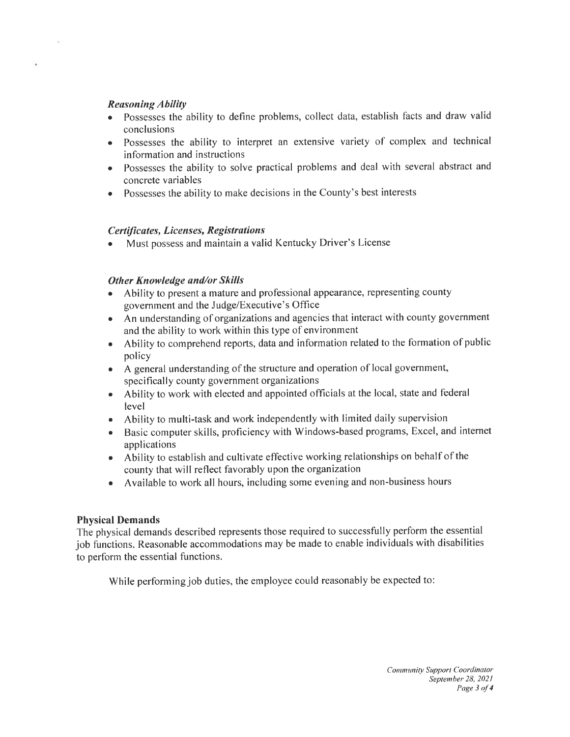### *Reasoning Ability*

- Possesses the ability to define problems, collect data, establish facts and draw valid conclusions
- Possesses the ability to interpret an extensive variety of complex and technical information and instructions
- Possesses the ability to solve practical problems and deal with several abstract and concrete variables
- Possesses the ability to make decisions in the County's best interests

### *Certificates, Licenses, Registrations*

- Must possess and maintain a valid Kentucky Driver's License

### *Other Knowledge and/or Skills*

- Ability to present a mature and professional appearance, representing county government and the Judge/Executive's Office
- An understanding of organizations and agencies that interact with county government and the ability to work within this type of environment
- Ability to comprehend reports, data and information related to the formation of public policy
- A general understanding of the structure and operation of local government, specifically county government organizations
- Ability to work with elected and appointed officials at the local, state and federal level
- Ability to multi-task and work independently with limited daily supervision
- Basic computer skills, proficiency with Windows-based programs, Excel, and internet applications
- Ability to establish and cultivate effective working relationships on behalf of the county that will reflect favorably upon the organization
- Available to work all hours, including some evening and non-business hours

## **Physical Demands**

The physical demands described represents those required to successfully perform the essential job functions. Reasonable accommodations may be made to enable individuals with disabilities to perform the essential functions.

While performing job duties, the employee could reasonably be expected to: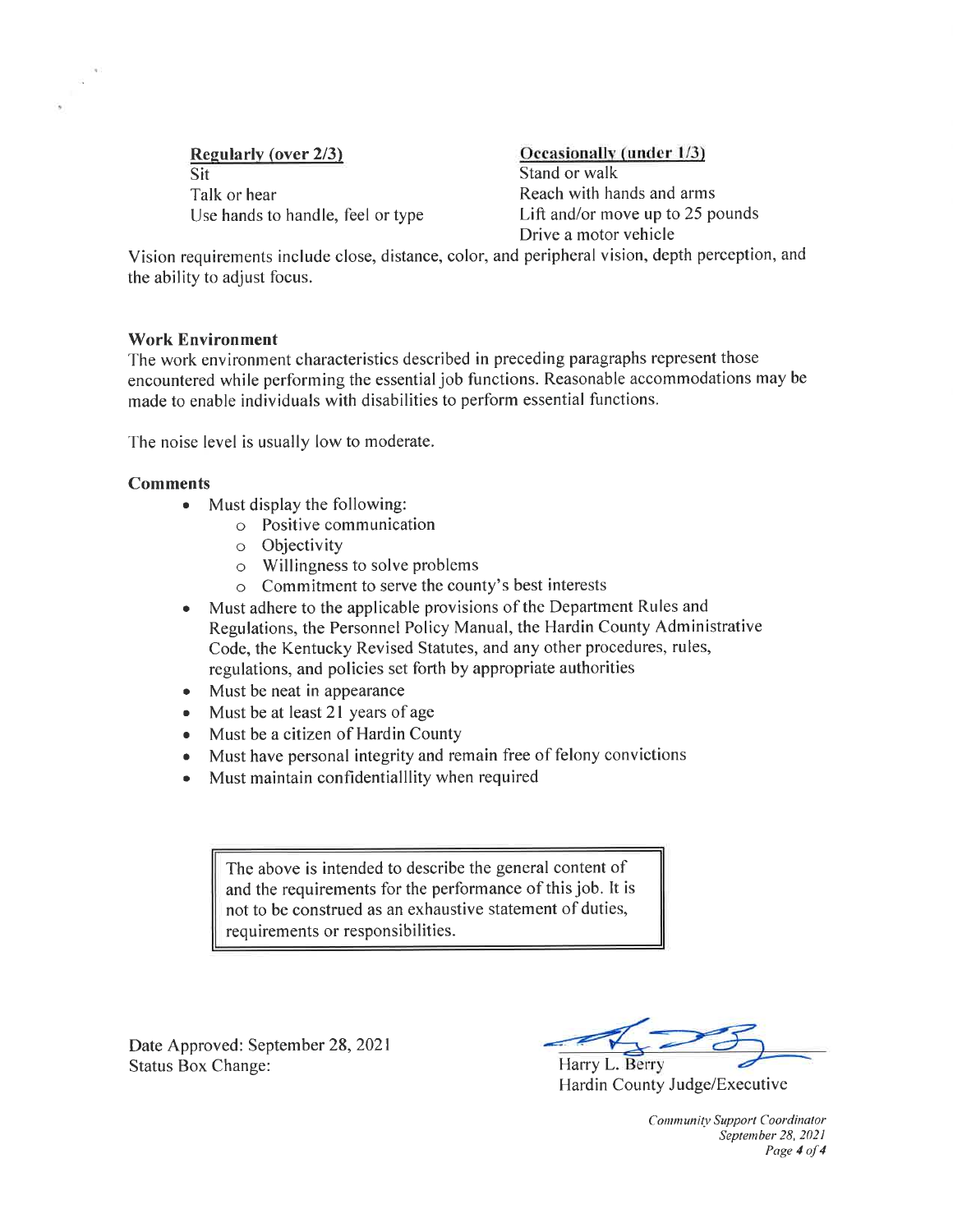| **Regularly (over 2/3)** | **Occasionally (under 1/3)** |
| --- | --- |
| Sit | Stand or walk |
| Talk or hear | Reach with hands and arms |
| Use hands to handle, feel or type | Lift and/or move up to 25 pounds |
| | Drive a motor vehicle |

Vision requirements include close, distance, color, and peripheral vision, depth perception, and the ability to adjust focus.

**Work Environment**

The work environment characteristics described in preceding paragraphs represent those encountered while performing the essential job functions. Reasonable accommodations may be made to enable individuals with disabilities to perform essential functions.

The noise level is usually low to moderate.

**Comments**

- Must display the following:
  - Positive communication
  - Objectivity
  - Willingness to solve problems
  - Commitment to serve the county's best interests
- Must adhere to the applicable provisions of the Department Rules and Regulations, the Personnel Policy Manual, the Hardin County Administrative Code, the Kentucky Revised Statutes, and any other procedures, rules, regulations, and policies set forth by appropriate authorities
- Must be neat in appearance
- Must be at least 21 years of age
- Must be a citizen of Hardin County
- Must have personal integrity and remain free of felony convictions
- Must maintain confidentialllity when required

> The above is intended to describe the general content of and the requirements for the performance of this job. It is not to be construed as an exhaustive statement of duties, requirements or responsibilities.

Date Approved: September 28, 2021
Status Box Change:

Harry L. Berry
Hardin County Judge/Executive

*Community Support Coordinator*
*September 28, 2021*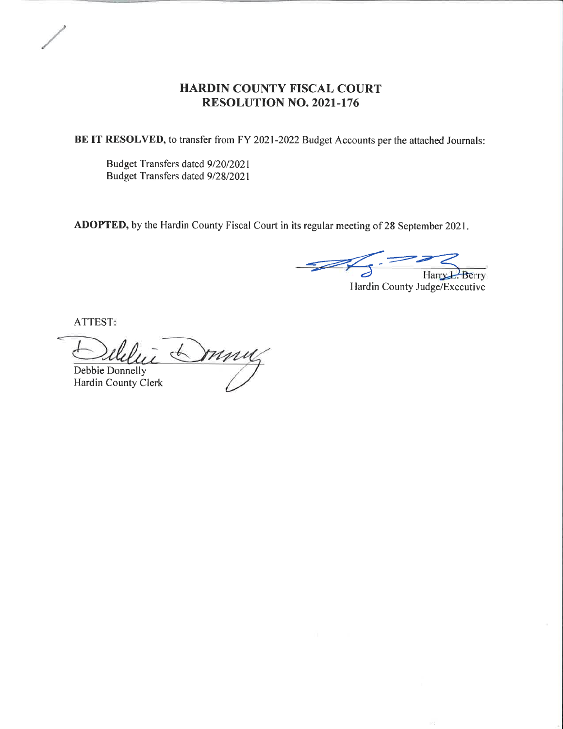# HARDIN COUNTY FISCAL COURT
## RESOLUTION NO. 2021-176

**BE IT RESOLVED,** to transfer from FY 2021-2022 Budget Accounts per the attached Journals:

Budget Transfers dated 9/20/2021
Budget Transfers dated 9/28/2021

**ADOPTED,** by the Hardin County Fiscal Court in its regular meeting of 28 September 2021.

Harry L. Berry
Hardin County Judge/Executive

ATTEST:

Debbie Donnelly
Hardin County Clerk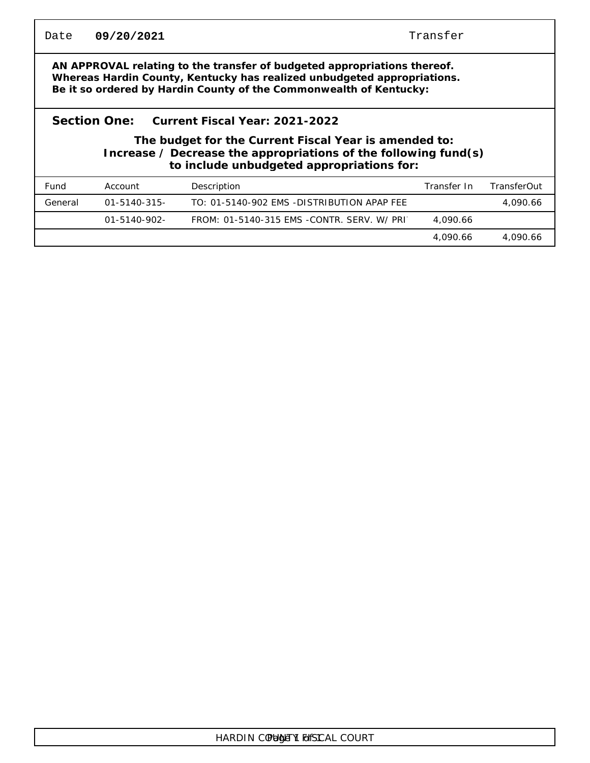Date **09/20/2021** Transfer

**AN APPROVAL relating to the transfer of budgeted appropriations thereof.**
**Whereas Hardin County, Kentucky has realized unbudgeted appropriations.**
**Be it so ordered by Hardin County of the Commonwealth of Kentucky:**

**Section One: Current Fiscal Year: 2021-2022**

**The budget for the Current Fiscal Year is amended to:**
**Increase / Decrease the appropriations of the following fund(s)**
**to include unbudgeted appropriations for:**

| Fund | Account | Description | Transfer In | TransferOut |
|---|---|---|---|---|
| General | 01-5140-315- | TO: 01-5140-902 EMS -DISTRIBUTION APAP FEE | | 4,090.66 |
| | 01-5140-902- | FROM: 01-5140-315 EMS -CONTR. SERV. W/ PRI | 4,090.66 | |
| | | | 4,090.66 | 4,090.66 |

HARDIN COUNTY FISCAL COURT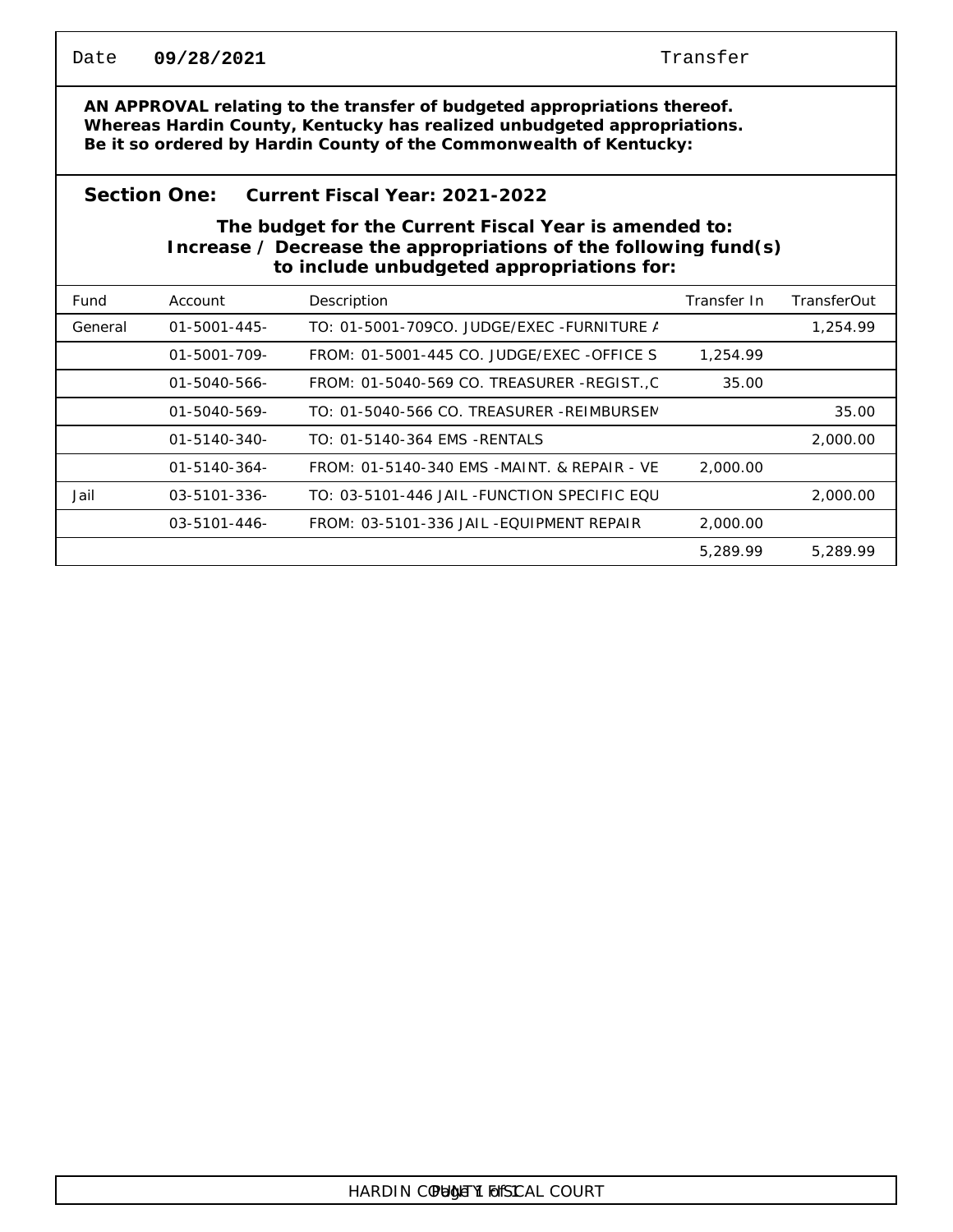Date **09/28/2021** Transfer

**AN APPROVAL relating to the transfer of budgeted appropriations thereof.**
**Whereas Hardin County, Kentucky has realized unbudgeted appropriations.**
**Be it so ordered by Hardin County of the Commonwealth of Kentucky:**

**Section One: Current Fiscal Year: 2021-2022**

**The budget for the Current Fiscal Year is amended to:**
**Increase / Decrease the appropriations of the following fund(s) to include unbudgeted appropriations for:**

| Fund | Account | Description | Transfer In | TransferOut |
|---|---|---|---|---|
| General | 01-5001-445- | TO: 01-5001-709CO. JUDGE/EXEC -FURNITURE A | | 1,254.99 |
| | 01-5001-709- | FROM: 01-5001-445 CO. JUDGE/EXEC -OFFICE S | 1,254.99 | |
| | 01-5040-566- | FROM: 01-5040-569 CO. TREASURER -REGIST.,C | 35.00 | |
| | 01-5040-569- | TO: 01-5040-566 CO. TREASURER -REIMBURSEM | | 35.00 |
| | 01-5140-340- | TO: 01-5140-364 EMS -RENTALS | | 2,000.00 |
| | 01-5140-364- | FROM: 01-5140-340 EMS -MAINT. & REPAIR - VE | 2,000.00 | |
| Jail | 03-5101-336- | TO: 03-5101-446 JAIL -FUNCTION SPECIFIC EQU | | 2,000.00 |
| | 03-5101-446- | FROM: 03-5101-336 JAIL -EQUIPMENT REPAIR | 2,000.00 | |
| | | | 5,289.99 | 5,289.99 |

HARDIN COUNTY FISCAL COURT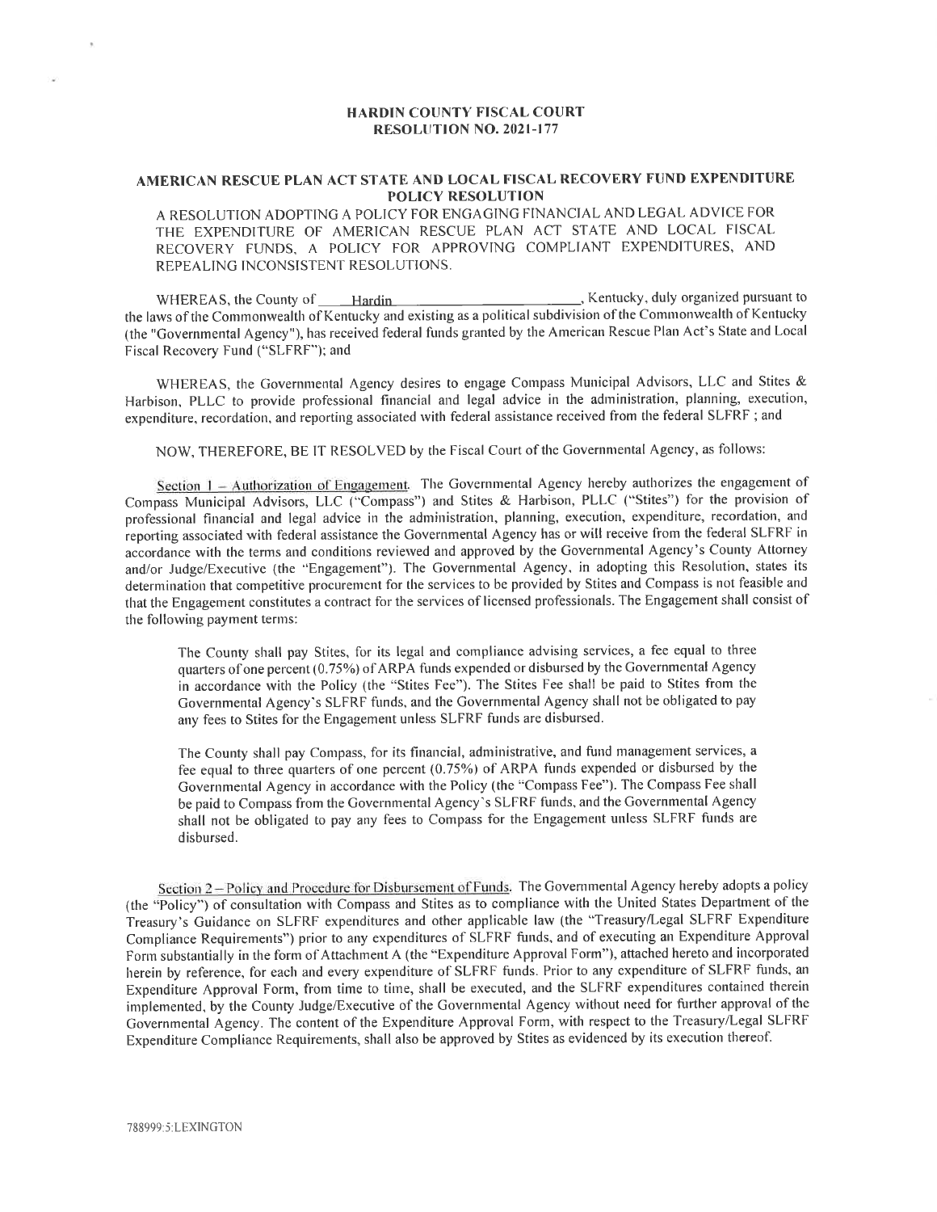**HARDIN COUNTY FISCAL COURT**
**RESOLUTION NO. 2021-177**

**AMERICAN RESCUE PLAN ACT STATE AND LOCAL FISCAL RECOVERY FUND EXPENDITURE POLICY RESOLUTION**

A RESOLUTION ADOPTING A POLICY FOR ENGAGING FINANCIAL AND LEGAL ADVICE FOR THE EXPENDITURE OF AMERICAN RESCUE PLAN ACT STATE AND LOCAL FISCAL RECOVERY FUNDS, A POLICY FOR APPROVING COMPLIANT EXPENDITURES, AND REPEALING INCONSISTENT RESOLUTIONS.

WHEREAS, the County of Hardin, Kentucky, duly organized pursuant to the laws of the Commonwealth of Kentucky and existing as a political subdivision of the Commonwealth of Kentucky (the "Governmental Agency"), has received federal funds granted by the American Rescue Plan Act's State and Local Fiscal Recovery Fund ("SLFRF"); and

WHEREAS, the Governmental Agency desires to engage Compass Municipal Advisors, LLC and Stites & Harbison, PLLC to provide professional financial and legal advice in the administration, planning, execution, expenditure, recordation, and reporting associated with federal assistance received from the federal SLFRF ; and

NOW, THEREFORE, BE IT RESOLVED by the Fiscal Court of the Governmental Agency, as follows:

Section 1 – Authorization of Engagement. The Governmental Agency hereby authorizes the engagement of Compass Municipal Advisors, LLC ("Compass") and Stites & Harbison, PLLC ("Stites") for the provision of professional financial and legal advice in the administration, planning, execution, expenditure, recordation, and reporting associated with federal assistance the Governmental Agency has or will receive from the federal SLFRF in accordance with the terms and conditions reviewed and approved by the Governmental Agency's County Attorney and/or Judge/Executive (the "Engagement"). The Governmental Agency, in adopting this Resolution, states its determination that competitive procurement for the services to be provided by Stites and Compass is not feasible and that the Engagement constitutes a contract for the services of licensed professionals. The Engagement shall consist of the following payment terms:

> The County shall pay Stites, for its legal and compliance advising services, a fee equal to three quarters of one percent (0.75%) of ARPA funds expended or disbursed by the Governmental Agency in accordance with the Policy (the "Stites Fee"). The Stites Fee shall be paid to Stites from the Governmental Agency's SLFRF funds, and the Governmental Agency shall not be obligated to pay any fees to Stites for the Engagement unless SLFRF funds are disbursed.
>
> The County shall pay Compass, for its financial, administrative, and fund management services, a fee equal to three quarters of one percent (0.75%) of ARPA funds expended or disbursed by the Governmental Agency in accordance with the Policy (the "Compass Fee"). The Compass Fee shall be paid to Compass from the Governmental Agency's SLFRF funds, and the Governmental Agency shall not be obligated to pay any fees to Compass for the Engagement unless SLFRF funds are disbursed.

Section 2 – Policy and Procedure for Disbursement of Funds. The Governmental Agency hereby adopts a policy (the "Policy") of consultation with Compass and Stites as to compliance with the United States Department of the Treasury's Guidance on SLFRF expenditures and other applicable law (the "Treasury/Legal SLFRF Expenditure Compliance Requirements") prior to any expenditures of SLFRF funds, and of executing an Expenditure Approval Form substantially in the form of Attachment A (the "Expenditure Approval Form"), attached hereto and incorporated herein by reference, for each and every expenditure of SLFRF funds. Prior to any expenditure of SLFRF funds, an Expenditure Approval Form, from time to time, shall be executed, and the SLFRF expenditures contained therein implemented, by the County Judge/Executive of the Governmental Agency without need for further approval of the Governmental Agency. The content of the Expenditure Approval Form, with respect to the Treasury/Legal SLFRF Expenditure Compliance Requirements, shall also be approved by Stites as evidenced by its execution thereof.

788999:5:LEXINGTON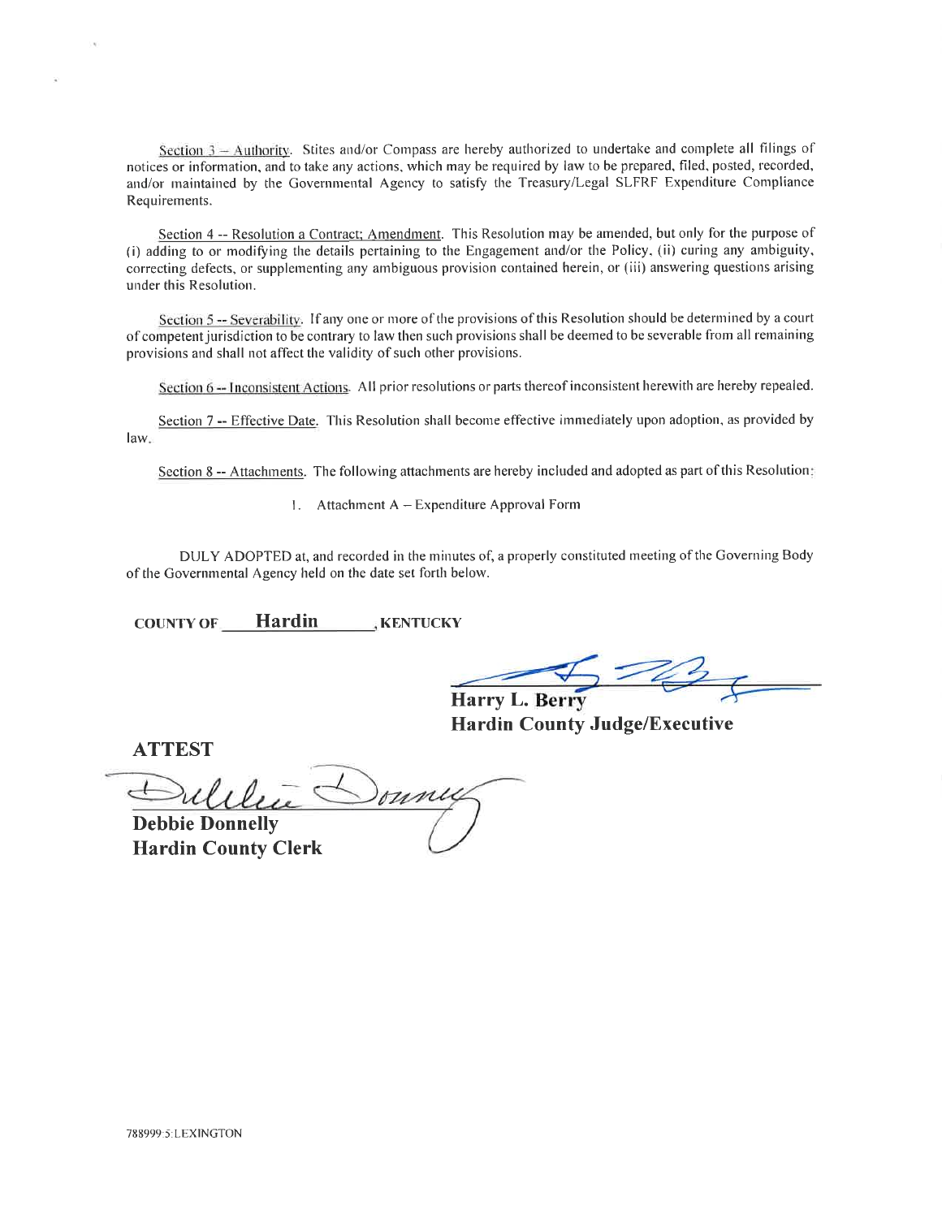<u>Section 3 – Authority</u>. Stites and/or Compass are hereby authorized to undertake and complete all filings of notices or information, and to take any actions, which may be required by law to be prepared, filed, posted, recorded, and/or maintained by the Governmental Agency to satisfy the Treasury/Legal SLFRF Expenditure Compliance Requirements.

<u>Section 4 -- Resolution a Contract; Amendment</u>. This Resolution may be amended, but only for the purpose of (i) adding to or modifying the details pertaining to the Engagement and/or the Policy, (ii) curing any ambiguity, correcting defects, or supplementing any ambiguous provision contained herein, or (iii) answering questions arising under this Resolution.

<u>Section 5 -- Severability</u>. If any one or more of the provisions of this Resolution should be determined by a court of competent jurisdiction to be contrary to law then such provisions shall be deemed to be severable from all remaining provisions and shall not affect the validity of such other provisions.

<u>Section 6 -- Inconsistent Actions</u>. All prior resolutions or parts thereof inconsistent herewith are hereby repealed.

<u>Section 7 -- Effective Date</u>. This Resolution shall become effective immediately upon adoption, as provided by law.

<u>Section 8 -- Attachments</u>. The following attachments are hereby included and adopted as part of this Resolution:

1. Attachment A – Expenditure Approval Form

DULY ADOPTED at, and recorded in the minutes of, a properly constituted meeting of the Governing Body of the Governmental Agency held on the date set forth below.

**COUNTY OF** <u>**Hardin**</u>**, KENTUCKY**

**Harry L. Berry**
**Hardin County Judge/Executive**

**ATTEST**

**Debbie Donnelly**
**Hardin County Clerk**

788999:5:LEXINGTON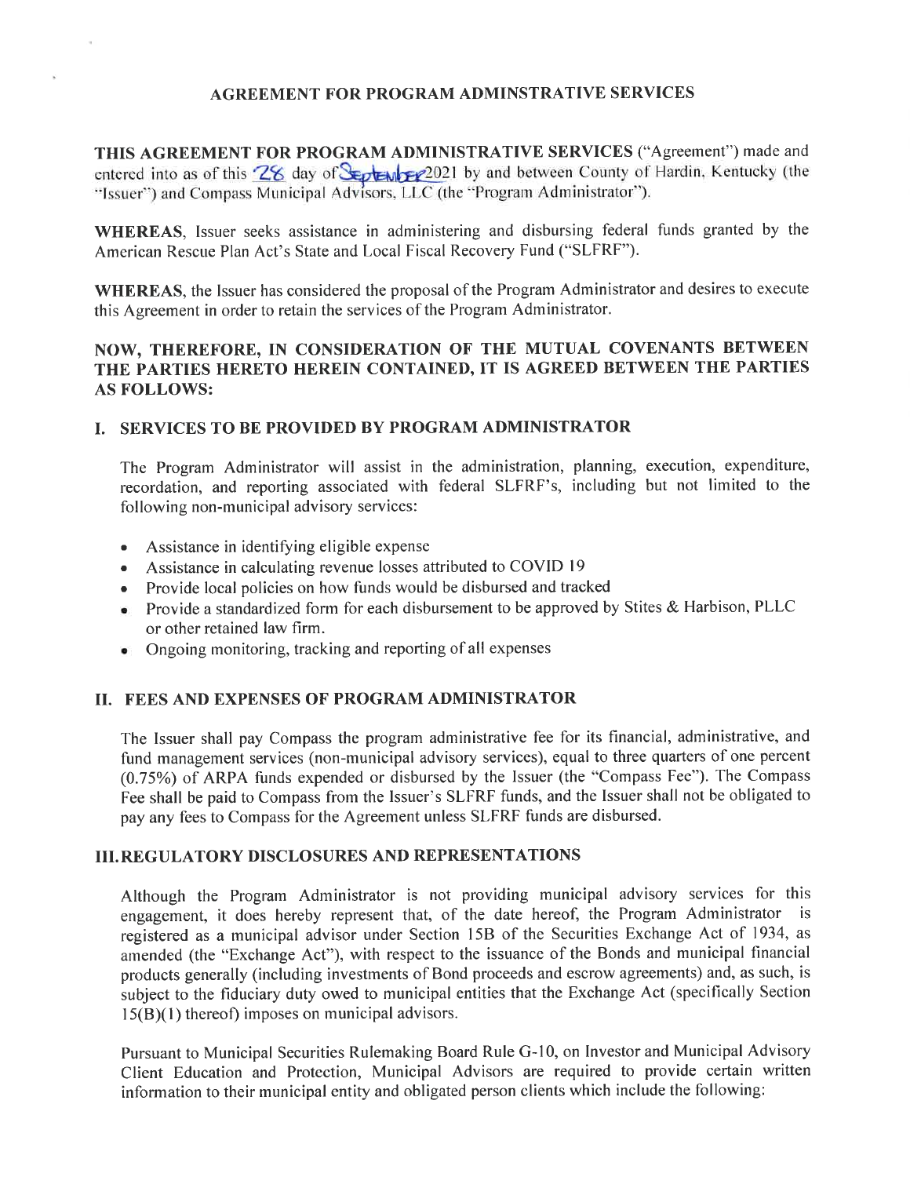# AGREEMENT FOR PROGRAM ADMINSTRATIVE SERVICES

**THIS AGREEMENT FOR PROGRAM ADMINISTRATIVE SERVICES** ("Agreement") made and entered into as of this 28 day of September 2021 by and between County of Hardin, Kentucky (the "Issuer") and Compass Municipal Advisors, LLC (the "Program Administrator").

**WHEREAS**, Issuer seeks assistance in administering and disbursing federal funds granted by the American Rescue Plan Act's State and Local Fiscal Recovery Fund ("SLFRF").

**WHEREAS**, the Issuer has considered the proposal of the Program Administrator and desires to execute this Agreement in order to retain the services of the Program Administrator.

**NOW, THEREFORE, IN CONSIDERATION OF THE MUTUAL COVENANTS BETWEEN THE PARTIES HERETO HEREIN CONTAINED, IT IS AGREED BETWEEN THE PARTIES AS FOLLOWS:**

## I. SERVICES TO BE PROVIDED BY PROGRAM ADMINISTRATOR

The Program Administrator will assist in the administration, planning, execution, expenditure, recordation, and reporting associated with federal SLFRF's, including but not limited to the following non-municipal advisory services:

- Assistance in identifying eligible expense
- Assistance in calculating revenue losses attributed to COVID 19
- Provide local policies on how funds would be disbursed and tracked
- Provide a standardized form for each disbursement to be approved by Stites & Harbison, PLLC or other retained law firm.
- Ongoing monitoring, tracking and reporting of all expenses

## II. FEES AND EXPENSES OF PROGRAM ADMINISTRATOR

The Issuer shall pay Compass the program administrative fee for its financial, administrative, and fund management services (non-municipal advisory services), equal to three quarters of one percent (0.75%) of ARPA funds expended or disbursed by the Issuer (the "Compass Fee"). The Compass Fee shall be paid to Compass from the Issuer's SLFRF funds, and the Issuer shall not be obligated to pay any fees to Compass for the Agreement unless SLFRF funds are disbursed.

## III. REGULATORY DISCLOSURES AND REPRESENTATIONS

Although the Program Administrator is not providing municipal advisory services for this engagement, it does hereby represent that, of the date hereof, the Program Administrator is registered as a municipal advisor under Section 15B of the Securities Exchange Act of 1934, as amended (the "Exchange Act"), with respect to the issuance of the Bonds and municipal financial products generally (including investments of Bond proceeds and escrow agreements) and, as such, is subject to the fiduciary duty owed to municipal entities that the Exchange Act (specifically Section 15(B)(1) thereof) imposes on municipal advisors.

Pursuant to Municipal Securities Rulemaking Board Rule G-10, on Investor and Municipal Advisory Client Education and Protection, Municipal Advisors are required to provide certain written information to their municipal entity and obligated person clients which include the following: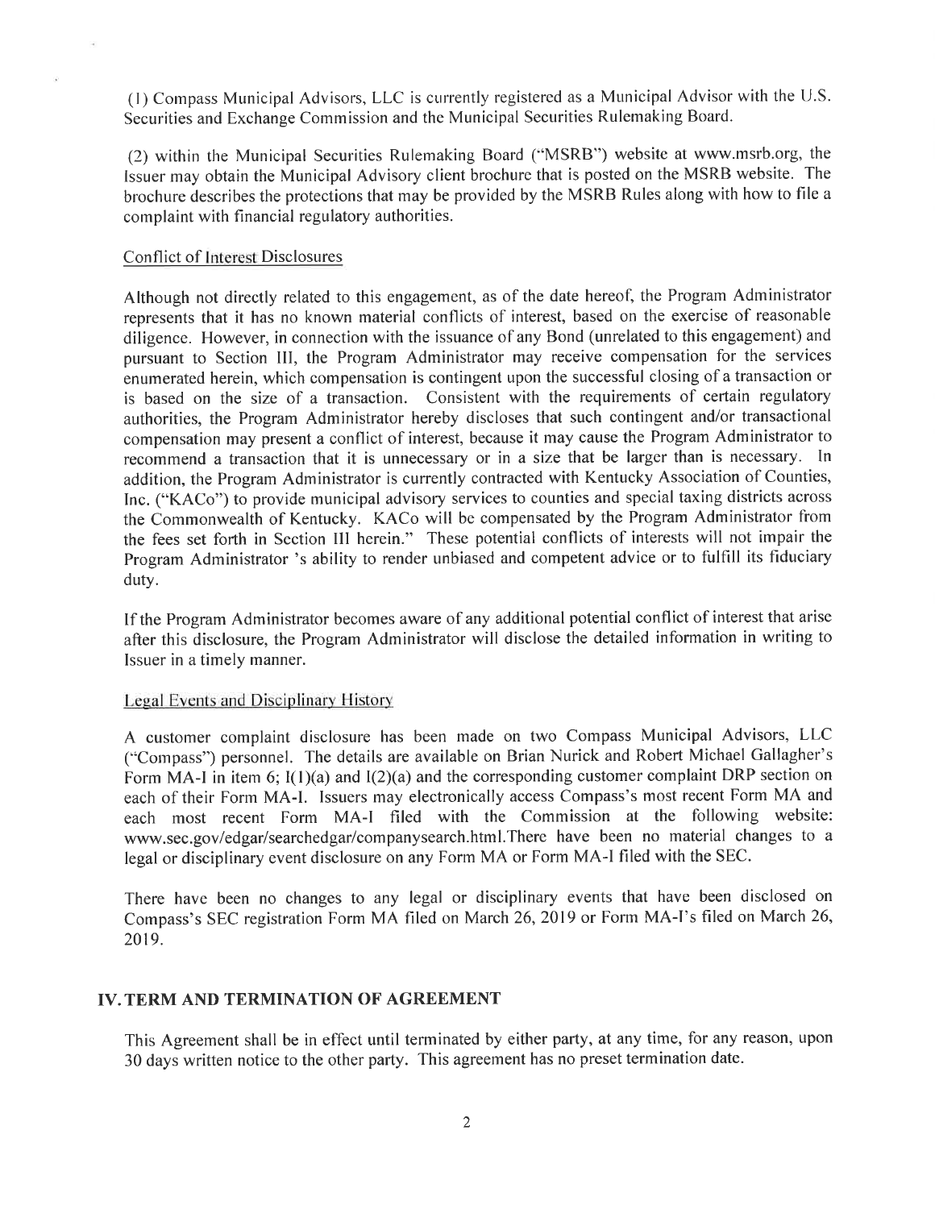(1) Compass Municipal Advisors, LLC is currently registered as a Municipal Advisor with the U.S. Securities and Exchange Commission and the Municipal Securities Rulemaking Board.

(2) within the Municipal Securities Rulemaking Board ("MSRB") website at www.msrb.org, the Issuer may obtain the Municipal Advisory client brochure that is posted on the MSRB website. The brochure describes the protections that may be provided by the MSRB Rules along with how to file a complaint with financial regulatory authorities.

Conflict of Interest Disclosures

Although not directly related to this engagement, as of the date hereof, the Program Administrator represents that it has no known material conflicts of interest, based on the exercise of reasonable diligence. However, in connection with the issuance of any Bond (unrelated to this engagement) and pursuant to Section III, the Program Administrator may receive compensation for the services enumerated herein, which compensation is contingent upon the successful closing of a transaction or is based on the size of a transaction. Consistent with the requirements of certain regulatory authorities, the Program Administrator hereby discloses that such contingent and/or transactional compensation may present a conflict of interest, because it may cause the Program Administrator to recommend a transaction that it is unnecessary or in a size that be larger than is necessary. In addition, the Program Administrator is currently contracted with Kentucky Association of Counties, Inc. ("KACo") to provide municipal advisory services to counties and special taxing districts across the Commonwealth of Kentucky. KACo will be compensated by the Program Administrator from the fees set forth in Section III herein." These potential conflicts of interests will not impair the Program Administrator 's ability to render unbiased and competent advice or to fulfill its fiduciary duty.

If the Program Administrator becomes aware of any additional potential conflict of interest that arise after this disclosure, the Program Administrator will disclose the detailed information in writing to Issuer in a timely manner.

Legal Events and Disciplinary History

A customer complaint disclosure has been made on two Compass Municipal Advisors, LLC ("Compass") personnel. The details are available on Brian Nurick and Robert Michael Gallagher's Form MA-I in item 6; I(1)(a) and I(2)(a) and the corresponding customer complaint DRP section on each of their Form MA-I. Issuers may electronically access Compass's most recent Form MA and each most recent Form MA-I filed with the Commission at the following website: www.sec.gov/edgar/searchedgar/companysearch.html.There have been no material changes to a legal or disciplinary event disclosure on any Form MA or Form MA-I filed with the SEC.

There have been no changes to any legal or disciplinary events that have been disclosed on Compass's SEC registration Form MA filed on March 26, 2019 or Form MA-I's filed on March 26, 2019.

## IV. TERM AND TERMINATION OF AGREEMENT

This Agreement shall be in effect until terminated by either party, at any time, for any reason, upon 30 days written notice to the other party. This agreement has no preset termination date.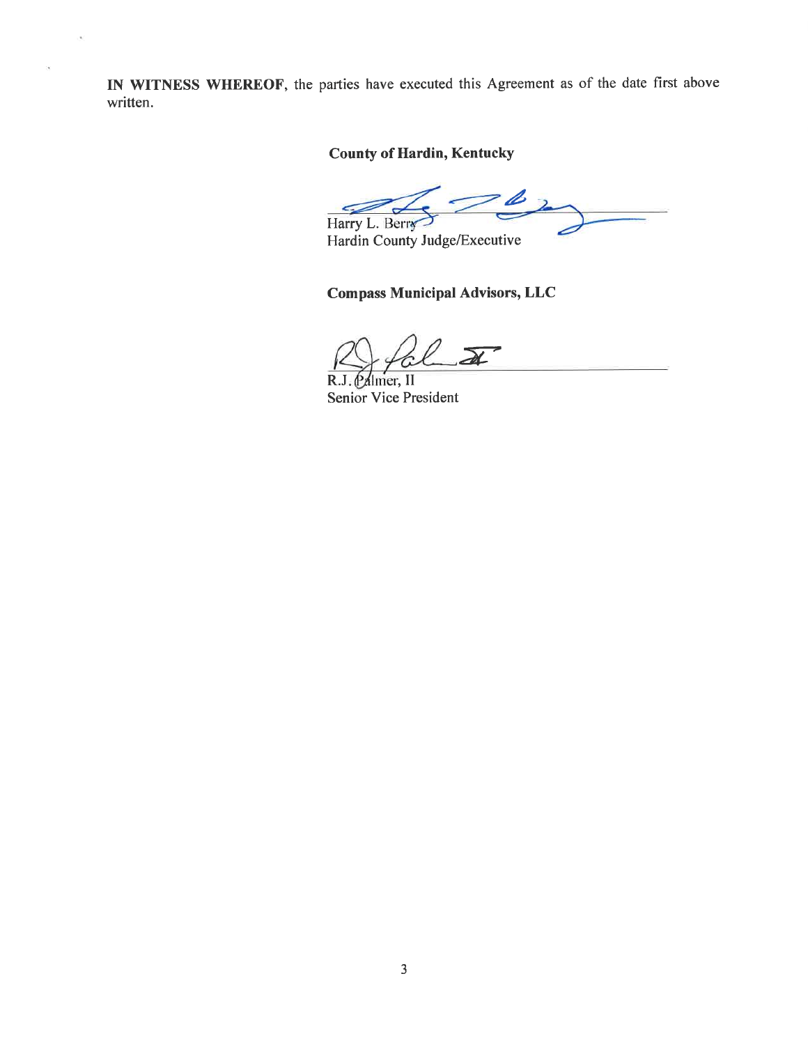**IN WITNESS WHEREOF**, the parties have executed this Agreement as of the date first above written.

**County of Hardin, Kentucky**

Harry L. Berry
Hardin County Judge/Executive

**Compass Municipal Advisors, LLC**

R.J. Palmer, II
Senior Vice President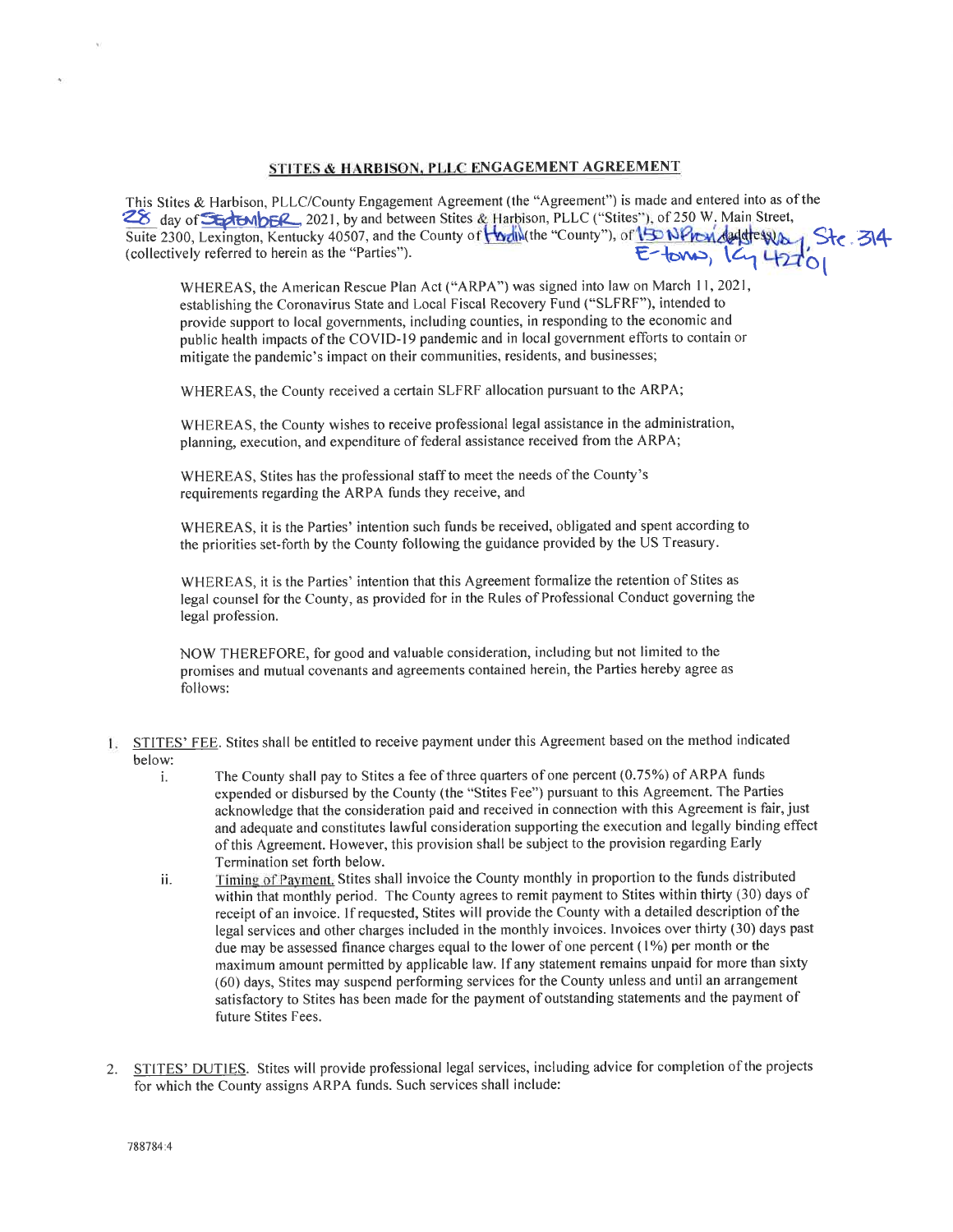## STITES & HARBISON, PLLC ENGAGEMENT AGREEMENT

This Stites & Harbison, PLLC/County Engagement Agreement (the "Agreement") is made and entered into as of the 28 day of September, 2021, by and between Stites & Harbison, PLLC ("Stites"), of 250 W. Main Street, Suite 2300, Lexington, Kentucky 40507, and the County of Hardin (the "County"), of 150 N Provident Way, Ste. 314 E-town, Ky 42701 (collectively referred to herein as the "Parties").

WHEREAS, the American Rescue Plan Act ("ARPA") was signed into law on March 11, 2021, establishing the Coronavirus State and Local Fiscal Recovery Fund ("SLFRF"), intended to provide support to local governments, including counties, in responding to the economic and public health impacts of the COVID-19 pandemic and in local government efforts to contain or mitigate the pandemic's impact on their communities, residents, and businesses;

WHEREAS, the County received a certain SLFRF allocation pursuant to the ARPA;

WHEREAS, the County wishes to receive professional legal assistance in the administration, planning, execution, and expenditure of federal assistance received from the ARPA;

WHEREAS, Stites has the professional staff to meet the needs of the County's requirements regarding the ARPA funds they receive, and

WHEREAS, it is the Parties' intention such funds be received, obligated and spent according to the priorities set-forth by the County following the guidance provided by the US Treasury.

WHEREAS, it is the Parties' intention that this Agreement formalize the retention of Stites as legal counsel for the County, as provided for in the Rules of Professional Conduct governing the legal profession.

NOW THEREFORE, for good and valuable consideration, including but not limited to the promises and mutual covenants and agreements contained herein, the Parties hereby agree as follows:

1. STITES' FEE. Stites shall be entitled to receive payment under this Agreement based on the method indicated below:
   i. The County shall pay to Stites a fee of three quarters of one percent (0.75%) of ARPA funds expended or disbursed by the County (the "Stites Fee") pursuant to this Agreement. The Parties acknowledge that the consideration paid and received in connection with this Agreement is fair, just and adequate and constitutes lawful consideration supporting the execution and legally binding effect of this Agreement. However, this provision shall be subject to the provision regarding Early Termination set forth below.
   ii. Timing of Payment. Stites shall invoice the County monthly in proportion to the funds distributed within that monthly period. The County agrees to remit payment to Stites within thirty (30) days of receipt of an invoice. If requested, Stites will provide the County with a detailed description of the legal services and other charges included in the monthly invoices. Invoices over thirty (30) days past due may be assessed finance charges equal to the lower of one percent (1%) per month or the maximum amount permitted by applicable law. If any statement remains unpaid for more than sixty (60) days, Stites may suspend performing services for the County unless and until an arrangement satisfactory to Stites has been made for the payment of outstanding statements and the payment of future Stites Fees.

2. STITES' DUTIES. Stites will provide professional legal services, including advice for completion of the projects for which the County assigns ARPA funds. Such services shall include:

788784:4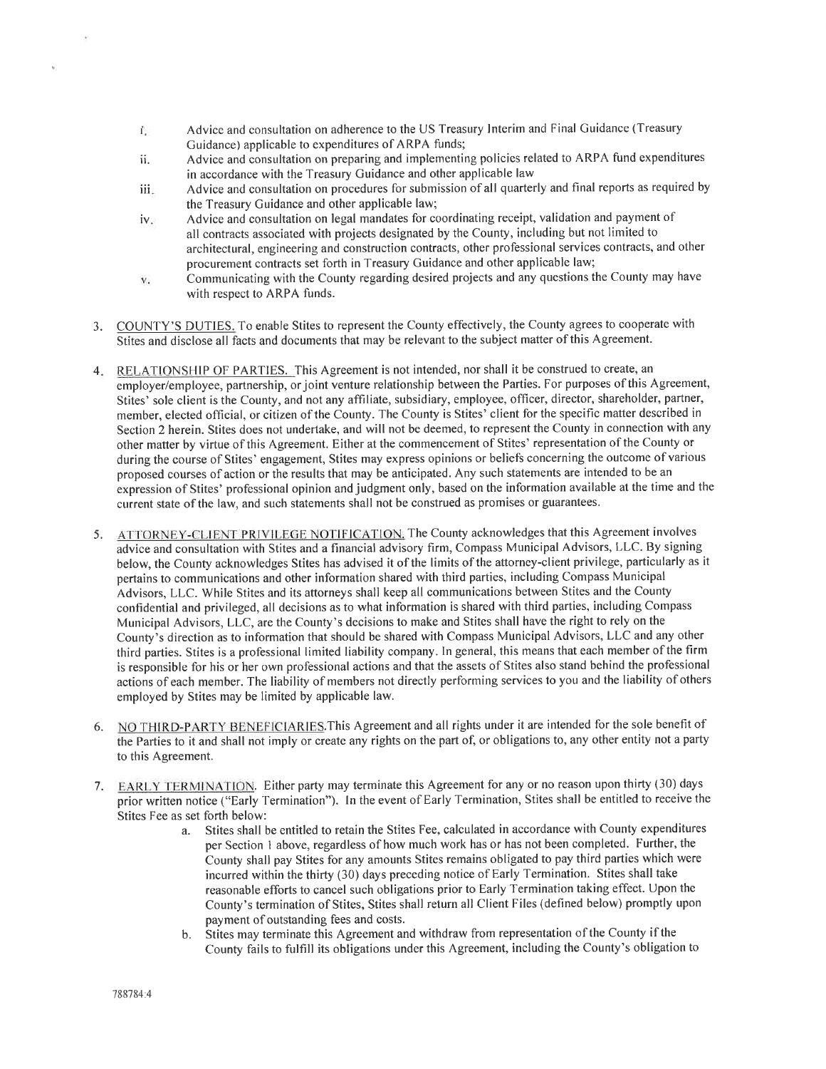i. Advice and consultation on adherence to the US Treasury Interim and Final Guidance (Treasury Guidance) applicable to expenditures of ARPA funds;
ii. Advice and consultation on preparing and implementing policies related to ARPA fund expenditures in accordance with the Treasury Guidance and other applicable law
iii. Advice and consultation on procedures for submission of all quarterly and final reports as required by the Treasury Guidance and other applicable law;
iv. Advice and consultation on legal mandates for coordinating receipt, validation and payment of all contracts associated with projects designated by the County, including but not limited to architectural, engineering and construction contracts, other professional services contracts, and other procurement contracts set forth in Treasury Guidance and other applicable law;
v. Communicating with the County regarding desired projects and any questions the County may have with respect to ARPA funds.

3. COUNTY'S DUTIES. To enable Stites to represent the County effectively, the County agrees to cooperate with Stites and disclose all facts and documents that may be relevant to the subject matter of this Agreement.

4. RELATIONSHIP OF PARTIES. This Agreement is not intended, nor shall it be construed to create, an employer/employee, partnership, or joint venture relationship between the Parties. For purposes of this Agreement, Stites' sole client is the County, and not any affiliate, subsidiary, employee, officer, director, shareholder, partner, member, elected official, or citizen of the County. The County is Stites' client for the specific matter described in Section 2 herein. Stites does not undertake, and will not be deemed, to represent the County in connection with any other matter by virtue of this Agreement. Either at the commencement of Stites' representation of the County or during the course of Stites' engagement, Stites may express opinions or beliefs concerning the outcome of various proposed courses of action or the results that may be anticipated. Any such statements are intended to be an expression of Stites' professional opinion and judgment only, based on the information available at the time and the current state of the law, and such statements shall not be construed as promises or guarantees.

5. ATTORNEY-CLIENT PRIVILEGE NOTIFICATION. The County acknowledges that this Agreement involves advice and consultation with Stites and a financial advisory firm, Compass Municipal Advisors, LLC. By signing below, the County acknowledges Stites has advised it of the limits of the attorney-client privilege, particularly as it pertains to communications and other information shared with third parties, including Compass Municipal Advisors, LLC. While Stites and its attorneys shall keep all communications between Stites and the County confidential and privileged, all decisions as to what information is shared with third parties, including Compass Municipal Advisors, LLC, are the County's decisions to make and Stites shall have the right to rely on the County's direction as to information that should be shared with Compass Municipal Advisors, LLC and any other third parties. Stites is a professional limited liability company. In general, this means that each member of the firm is responsible for his or her own professional actions and that the assets of Stites also stand behind the professional actions of each member. The liability of members not directly performing services to you and the liability of others employed by Stites may be limited by applicable law.

6. NO THIRD-PARTY BENEFICIARIES. This Agreement and all rights under it are intended for the sole benefit of the Parties to it and shall not imply or create any rights on the part of, or obligations to, any other entity not a party to this Agreement.

7. EARLY TERMINATION. Either party may terminate this Agreement for any or no reason upon thirty (30) days prior written notice ("Early Termination"). In the event of Early Termination, Stites shall be entitled to receive the Stites Fee as set forth below:
   a. Stites shall be entitled to retain the Stites Fee, calculated in accordance with County expenditures per Section 1 above, regardless of how much work has or has not been completed. Further, the County shall pay Stites for any amounts Stites remains obligated to pay third parties which were incurred within the thirty (30) days preceding notice of Early Termination. Stites shall take reasonable efforts to cancel such obligations prior to Early Termination taking effect. Upon the County's termination of Stites, Stites shall return all Client Files (defined below) promptly upon payment of outstanding fees and costs.
   b. Stites may terminate this Agreement and withdraw from representation of the County if the County fails to fulfill its obligations under this Agreement, including the County's obligation to

788784:4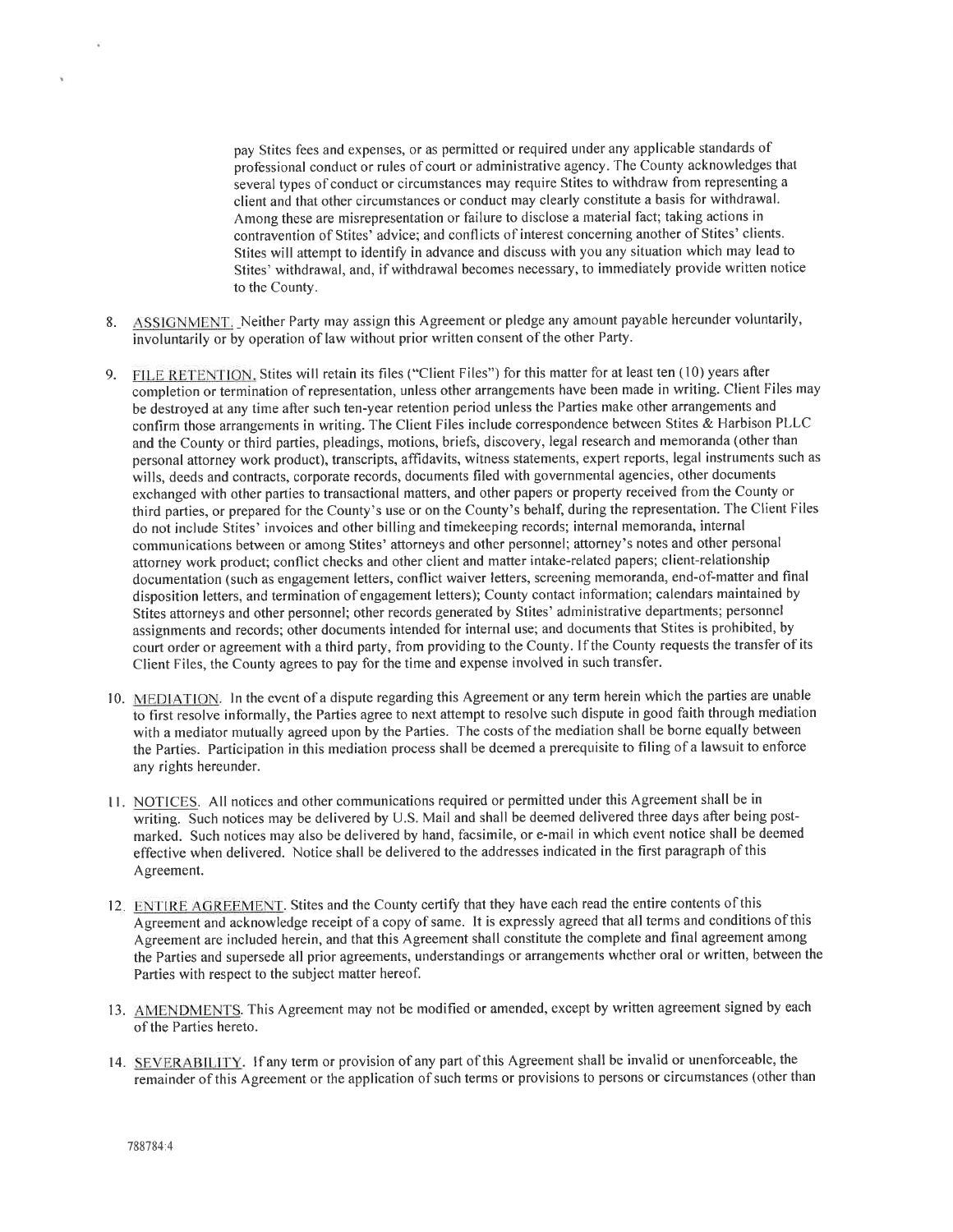pay Stites fees and expenses, or as permitted or required under any applicable standards of professional conduct or rules of court or administrative agency. The County acknowledges that several types of conduct or circumstances may require Stites to withdraw from representing a client and that other circumstances or conduct may clearly constitute a basis for withdrawal. Among these are misrepresentation or failure to disclose a material fact; taking actions in contravention of Stites' advice; and conflicts of interest concerning another of Stites' clients. Stites will attempt to identify in advance and discuss with you any situation which may lead to Stites' withdrawal, and, if withdrawal becomes necessary, to immediately provide written notice to the County.

8. ASSIGNMENT. Neither Party may assign this Agreement or pledge any amount payable hereunder voluntarily, involuntarily or by operation of law without prior written consent of the other Party.

9. FILE RETENTION. Stites will retain its files ("Client Files") for this matter for at least ten (10) years after completion or termination of representation, unless other arrangements have been made in writing. Client Files may be destroyed at any time after such ten-year retention period unless the Parties make other arrangements and confirm those arrangements in writing. The Client Files include correspondence between Stites & Harbison PLLC and the County or third parties, pleadings, motions, briefs, discovery, legal research and memoranda (other than personal attorney work product), transcripts, affidavits, witness statements, expert reports, legal instruments such as wills, deeds and contracts, corporate records, documents filed with governmental agencies, other documents exchanged with other parties to transactional matters, and other papers or property received from the County or third parties, or prepared for the County's use or on the County's behalf, during the representation. The Client Files do not include Stites' invoices and other billing and timekeeping records; internal memoranda, internal communications between or among Stites' attorneys and other personnel; attorney's notes and other personal attorney work product; conflict checks and other client and matter intake-related papers; client-relationship documentation (such as engagement letters, conflict waiver letters, screening memoranda, end-of-matter and final disposition letters, and termination of engagement letters); County contact information; calendars maintained by Stites attorneys and other personnel; other records generated by Stites' administrative departments; personnel assignments and records; other documents intended for internal use; and documents that Stites is prohibited, by court order or agreement with a third party, from providing to the County. If the County requests the transfer of its Client Files, the County agrees to pay for the time and expense involved in such transfer.

10. MEDIATION. In the event of a dispute regarding this Agreement or any term herein which the parties are unable to first resolve informally, the Parties agree to next attempt to resolve such dispute in good faith through mediation with a mediator mutually agreed upon by the Parties. The costs of the mediation shall be borne equally between the Parties. Participation in this mediation process shall be deemed a prerequisite to filing of a lawsuit to enforce any rights hereunder.

11. NOTICES. All notices and other communications required or permitted under this Agreement shall be in writing. Such notices may be delivered by U.S. Mail and shall be deemed delivered three days after being post-marked. Such notices may also be delivered by hand, facsimile, or e-mail in which event notice shall be deemed effective when delivered. Notice shall be delivered to the addresses indicated in the first paragraph of this Agreement.

12. ENTIRE AGREEMENT. Stites and the County certify that they have each read the entire contents of this Agreement and acknowledge receipt of a copy of same. It is expressly agreed that all terms and conditions of this Agreement are included herein, and that this Agreement shall constitute the complete and final agreement among the Parties and supersede all prior agreements, understandings or arrangements whether oral or written, between the Parties with respect to the subject matter hereof.

13. AMENDMENTS. This Agreement may not be modified or amended, except by written agreement signed by each of the Parties hereto.

14. SEVERABILITY. If any term or provision of any part of this Agreement shall be invalid or unenforceable, the remainder of this Agreement or the application of such terms or provisions to persons or circumstances (other than

788784:4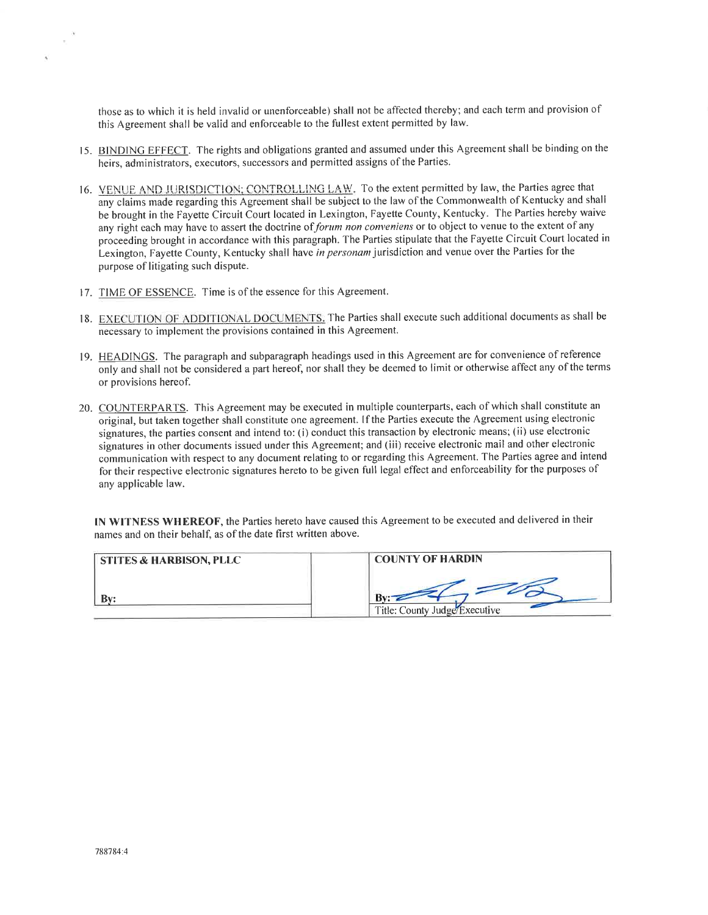those as to which it is held invalid or unenforceable) shall not be affected thereby; and each term and provision of this Agreement shall be valid and enforceable to the fullest extent permitted by law.

15. BINDING EFFECT. The rights and obligations granted and assumed under this Agreement shall be binding on the heirs, administrators, executors, successors and permitted assigns of the Parties.

16. VENUE AND JURISDICTION; CONTROLLING LAW. To the extent permitted by law, the Parties agree that any claims made regarding this Agreement shall be subject to the law of the Commonwealth of Kentucky and shall be brought in the Fayette Circuit Court located in Lexington, Fayette County, Kentucky. The Parties hereby waive any right each may have to assert the doctrine of *forum non conveniens* or to object to venue to the extent of any proceeding brought in accordance with this paragraph. The Parties stipulate that the Fayette Circuit Court located in Lexington, Fayette County, Kentucky shall have *in personam* jurisdiction and venue over the Parties for the purpose of litigating such dispute.

17. TIME OF ESSENCE. Time is of the essence for this Agreement.

18. EXECUTION OF ADDITIONAL DOCUMENTS. The Parties shall execute such additional documents as shall be necessary to implement the provisions contained in this Agreement.

19. HEADINGS. The paragraph and subparagraph headings used in this Agreement are for convenience of reference only and shall not be considered a part hereof, nor shall they be deemed to limit or otherwise affect any of the terms or provisions hereof.

20. COUNTERPARTS. This Agreement may be executed in multiple counterparts, each of which shall constitute an original, but taken together shall constitute one agreement. If the Parties execute the Agreement using electronic signatures, the parties consent and intend to: (i) conduct this transaction by electronic means; (ii) use electronic signatures in other documents issued under this Agreement; and (iii) receive electronic mail and other electronic communication with respect to any document relating to or regarding this Agreement. The Parties agree and intend for their respective electronic signatures hereto to be given full legal effect and enforceability for the purposes of any applicable law.

**IN WITNESS WHEREOF**, the Parties hereto have caused this Agreement to be executed and delivered in their names and on their behalf, as of the date first written above.

| | | |
|---|---|---|
| **STITES & HARBISON, PLLC** | | **COUNTY OF HARDIN** |
| By: | | By: [signature] |
| | | Title: County Judge/Executive |

788784:4